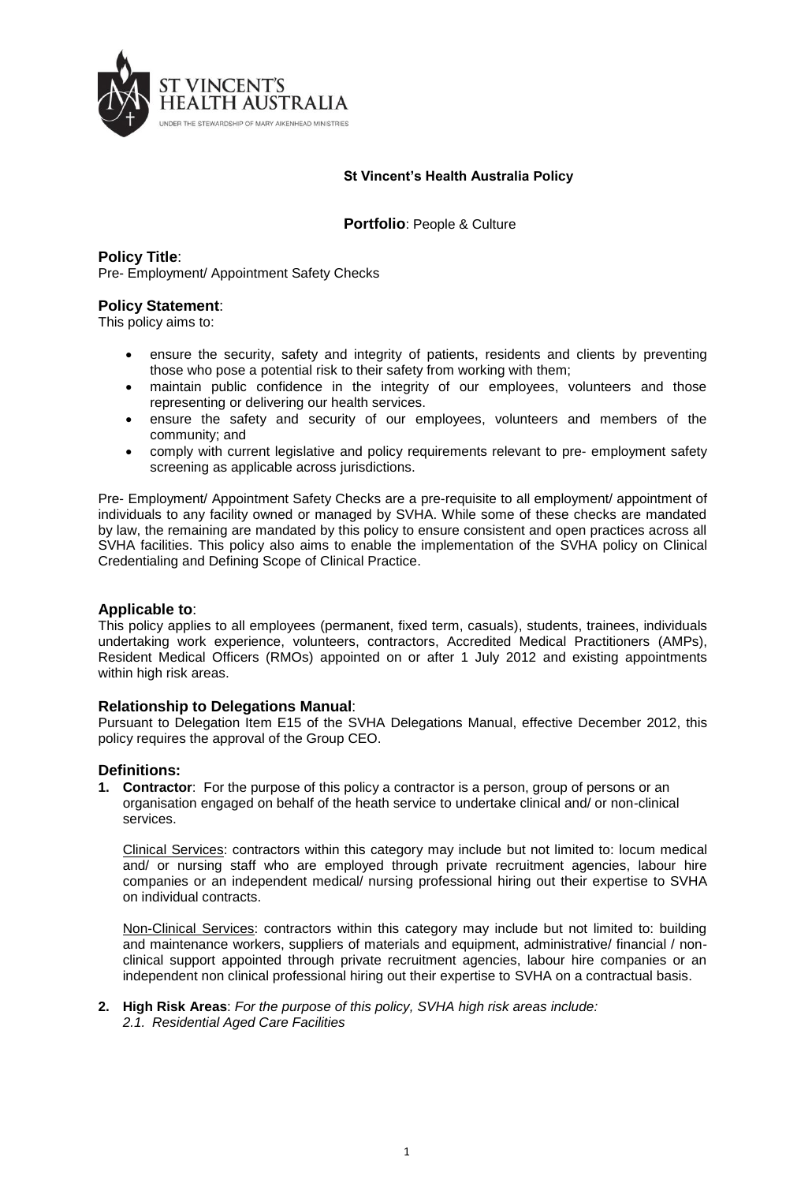ST VINCENT'S HEALTH AUSTRALIA

UNDER THE STEWARDSHIP OF MARY AIKENHEAD MINISTRIES

**St Vincent's Health Australia Policy**

**Portfolio**: People & Culture

## Policy Title:

Pre- Employment/ Appointment Safety Checks

## Policy Statement:

This policy aims to:

- ensure the security, safety and integrity of patients, residents and clients by preventing those who pose a potential risk to their safety from working with them;
- maintain public confidence in the integrity of our employees, volunteers and those representing or delivering our health services.
- ensure the safety and security of our employees, volunteers and members of the community; and
- comply with current legislative and policy requirements relevant to pre- employment safety screening as applicable across jurisdictions.

Pre- Employment/ Appointment Safety Checks are a pre-requisite to all employment/ appointment of individuals to any facility owned or managed by SVHA. While some of these checks are mandated by law, the remaining are mandated by this policy to ensure consistent and open practices across all SVHA facilities. This policy also aims to enable the implementation of the SVHA policy on Clinical Credentialing and Defining Scope of Clinical Practice.

## Applicable to:

This policy applies to all employees (permanent, fixed term, casuals), students, trainees, individuals undertaking work experience, volunteers, contractors, Accredited Medical Practitioners (AMPs), Resident Medical Officers (RMOs) appointed on or after 1 July 2012 and existing appointments within high risk areas.

## Relationship to Delegations Manual:

Pursuant to Delegation Item E15 of the SVHA Delegations Manual, effective December 2012, this policy requires the approval of the Group CEO.

## Definitions:

1. **Contractor**: For the purpose of this policy a contractor is a person, group of persons or an organisation engaged on behalf of the heath service to undertake clinical and/ or non-clinical services.

   Clinical Services: contractors within this category may include but not limited to: locum medical and/ or nursing staff who are employed through private recruitment agencies, labour hire companies or an independent medical/ nursing professional hiring out their expertise to SVHA on individual contracts.

   Non-Clinical Services: contractors within this category may include but not limited to: building and maintenance workers, suppliers of materials and equipment, administrative/ financial / non-clinical support appointed through private recruitment agencies, labour hire companies or an independent non clinical professional hiring out their expertise to SVHA on a contractual basis.

2. **High Risk Areas**: *For the purpose of this policy, SVHA high risk areas include:*
   *2.1. Residential Aged Care Facilities*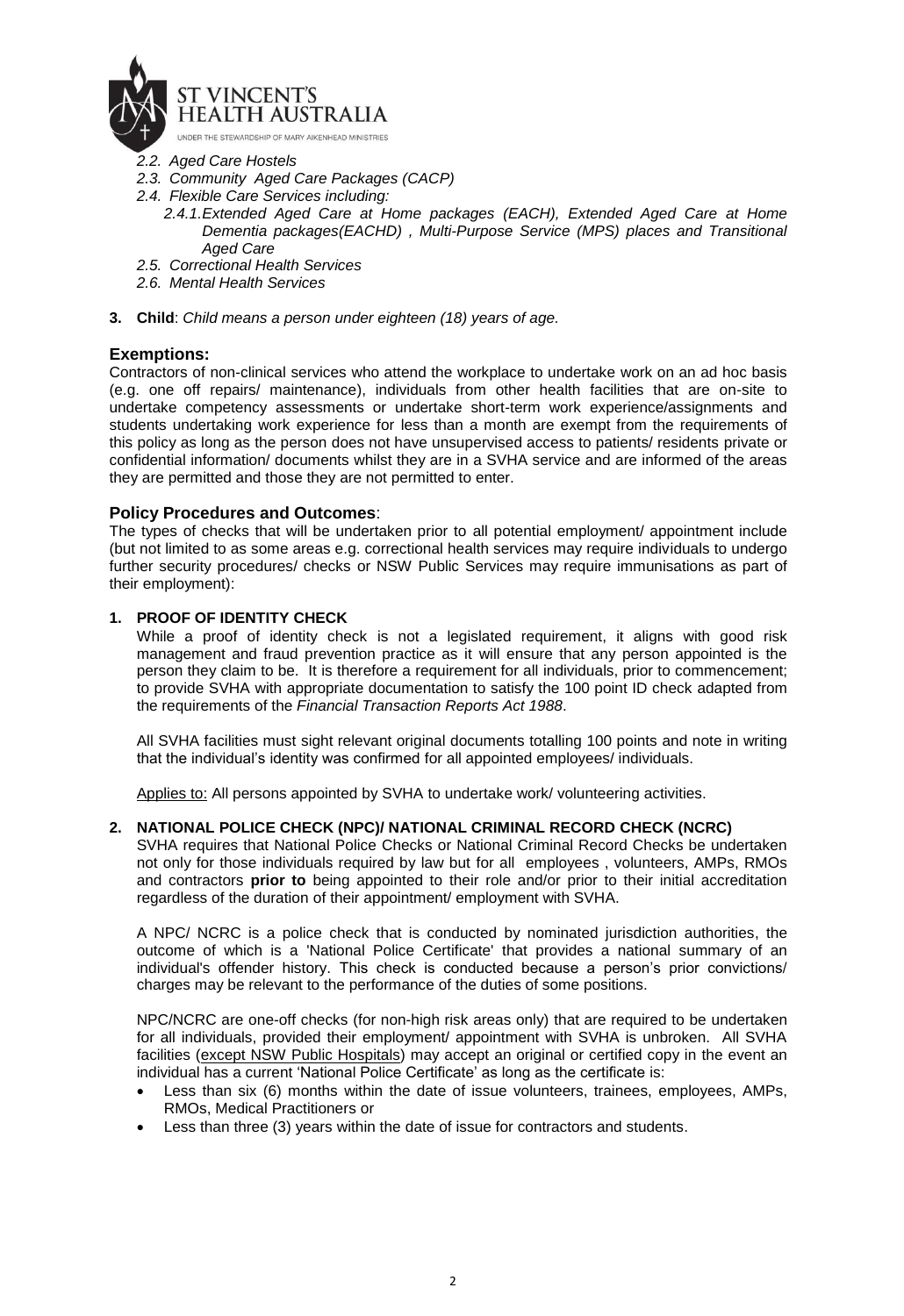*2.2. Aged Care Hostels*

*2.3. Community Aged Care Packages (CACP)*

*2.4. Flexible Care Services including:*

*2.4.1. Extended Aged Care at Home packages (EACH), Extended Aged Care at Home Dementia packages(EACHD) , Multi-Purpose Service (MPS) places and Transitional Aged Care*

*2.5. Correctional Health Services*

*2.6. Mental Health Services*

3. **Child**: *Child means a person under eighteen (18) years of age.*

## Exemptions:

Contractors of non-clinical services who attend the workplace to undertake work on an ad hoc basis (e.g. one off repairs/ maintenance), individuals from other health facilities that are on-site to undertake competency assessments or undertake short-term work experience/assignments and students undertaking work experience for less than a month are exempt from the requirements of this policy as long as the person does not have unsupervised access to patients/ residents private or confidential information/ documents whilst they are in a SVHA service and are informed of the areas they are permitted and those they are not permitted to enter.

## Policy Procedures and Outcomes:

The types of checks that will be undertaken prior to all potential employment/ appointment include (but not limited to as some areas e.g. correctional health services may require individuals to undergo further security procedures/ checks or NSW Public Services may require immunisations as part of their employment):

### 1. PROOF OF IDENTITY CHECK

While a proof of identity check is not a legislated requirement, it aligns with good risk management and fraud prevention practice as it will ensure that any person appointed is the person they claim to be. It is therefore a requirement for all individuals, prior to commencement; to provide SVHA with appropriate documentation to satisfy the 100 point ID check adapted from the requirements of the *Financial Transaction Reports Act 1988*.

All SVHA facilities must sight relevant original documents totalling 100 points and note in writing that the individual's identity was confirmed for all appointed employees/ individuals.

Applies to: All persons appointed by SVHA to undertake work/ volunteering activities.

### 2. NATIONAL POLICE CHECK (NPC)/ NATIONAL CRIMINAL RECORD CHECK (NCRC)

SVHA requires that National Police Checks or National Criminal Record Checks be undertaken not only for those individuals required by law but for all employees , volunteers, AMPs, RMOs and contractors **prior to** being appointed to their role and/or prior to their initial accreditation regardless of the duration of their appointment/ employment with SVHA.

A NPC/ NCRC is a police check that is conducted by nominated jurisdiction authorities, the outcome of which is a 'National Police Certificate' that provides a national summary of an individual's offender history. This check is conducted because a person's prior convictions/ charges may be relevant to the performance of the duties of some positions.

NPC/NCRC are one-off checks (for non-high risk areas only) that are required to be undertaken for all individuals, provided their employment/ appointment with SVHA is unbroken. All SVHA facilities (except NSW Public Hospitals) may accept an original or certified copy in the event an individual has a current 'National Police Certificate' as long as the certificate is:

- Less than six (6) months within the date of issue volunteers, trainees, employees, AMPs, RMOs, Medical Practitioners or
- Less than three (3) years within the date of issue for contractors and students.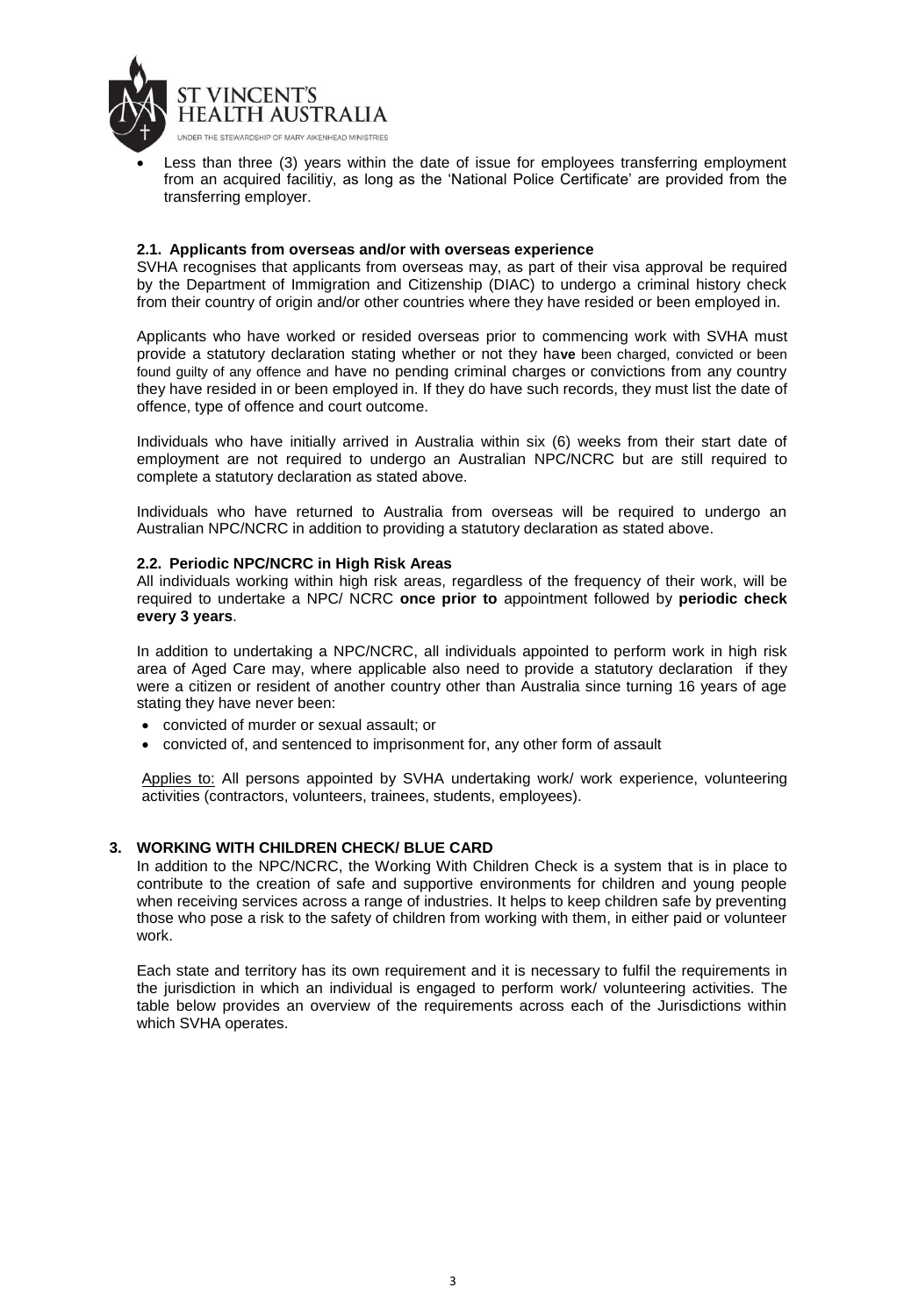- Less than three (3) years within the date of issue for employees transferring employment from an acquired facilitiy, as long as the 'National Police Certificate' are provided from the transferring employer.

### 2.1. Applicants from overseas and/or with overseas experience

SVHA recognises that applicants from overseas may, as part of their visa approval be required by the Department of Immigration and Citizenship (DIAC) to undergo a criminal history check from their country of origin and/or other countries where they have resided or been employed in.

Applicants who have worked or resided overseas prior to commencing work with SVHA must provide a statutory declaration stating whether or not they have been charged, convicted or been found guilty of any offence and have no pending criminal charges or convictions from any country they have resided in or been employed in. If they do have such records, they must list the date of offence, type of offence and court outcome.

Individuals who have initially arrived in Australia within six (6) weeks from their start date of employment are not required to undergo an Australian NPC/NCRC but are still required to complete a statutory declaration as stated above.

Individuals who have returned to Australia from overseas will be required to undergo an Australian NPC/NCRC in addition to providing a statutory declaration as stated above.

### 2.2. Periodic NPC/NCRC in High Risk Areas

All individuals working within high risk areas, regardless of the frequency of their work, will be required to undertake a NPC/ NCRC **once prior to** appointment followed by **periodic check every 3 years**.

In addition to undertaking a NPC/NCRC, all individuals appointed to perform work in high risk area of Aged Care may, where applicable also need to provide a statutory declaration if they were a citizen or resident of another country other than Australia since turning 16 years of age stating they have never been:

- convicted of murder or sexual assault; or
- convicted of, and sentenced to imprisonment for, any other form of assault

Applies to: All persons appointed by SVHA undertaking work/ work experience, volunteering activities (contractors, volunteers, trainees, students, employees).

## 3. WORKING WITH CHILDREN CHECK/ BLUE CARD

In addition to the NPC/NCRC, the Working With Children Check is a system that is in place to contribute to the creation of safe and supportive environments for children and young people when receiving services across a range of industries. It helps to keep children safe by preventing those who pose a risk to the safety of children from working with them, in either paid or volunteer work.

Each state and territory has its own requirement and it is necessary to fulfil the requirements in the jurisdiction in which an individual is engaged to perform work/ volunteering activities. The table below provides an overview of the requirements across each of the Jurisdictions within which SVHA operates.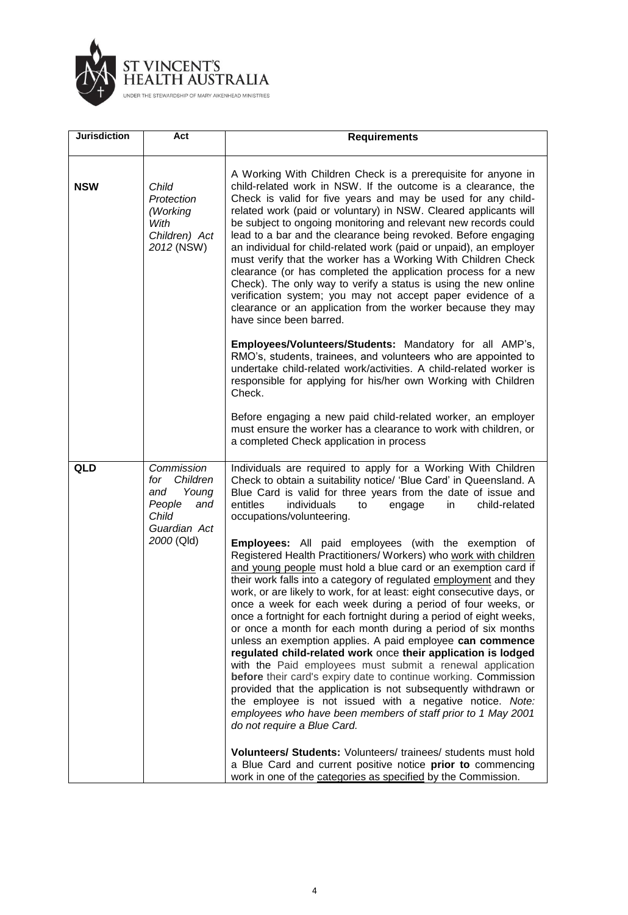| Jurisdiction | Act | Requirements |
|---|---|---|
| **NSW** | *Child Protection (Working With Children) Act 2012* (NSW) | A Working With Children Check is a prerequisite for anyone in child-related work in NSW. If the outcome is a clearance, the Check is valid for five years and may be used for any child-related work (paid or voluntary) in NSW. Cleared applicants will be subject to ongoing monitoring and relevant new records could lead to a bar and the clearance being revoked. Before engaging an individual for child-related work (paid or unpaid), an employer must verify that the worker has a Working With Children Check clearance (or has completed the application process for a new Check). The only way to verify a status is using the new online verification system; you may not accept paper evidence of a clearance or an application from the worker because they may have since been barred.<br><br>**Employees/Volunteers/Students:** Mandatory for all AMP's, RMO's, students, trainees, and volunteers who are appointed to undertake child-related work/activities. A child-related worker is responsible for applying for his/her own Working with Children Check.<br><br>Before engaging a new paid child-related worker, an employer must ensure the worker has a clearance to work with children, or a completed Check application in process |
| **QLD** | *Commission for Children and Young People and Child Guardian Act 2000* (Qld) | Individuals are required to apply for a Working With Children Check to obtain a suitability notice/ 'Blue Card' in Queensland. A Blue Card is valid for three years from the date of issue and entitles individuals to engage in child-related occupations/volunteering.<br><br>**Employees:** All paid employees (with the exemption of Registered Health Practitioners/ Workers) who work with children and young people must hold a blue card or an exemption card if their work falls into a category of regulated employment and they work, or are likely to work, for at least: eight consecutive days, or once a week for each week during a period of four weeks, or once a fortnight for each fortnight during a period of eight weeks, or once a month for each month during a period of six months unless an exemption applies. A paid employee **can commence regulated child-related work** once **their application is lodged** with the Paid employees must submit a renewal application **before** their card's expiry date to continue working. Commission provided that the application is not subsequently withdrawn or the employee is not issued with a negative notice. *Note: employees who have been members of staff prior to 1 May 2001 do not require a Blue Card.*<br><br>**Volunteers/ Students:** Volunteers/ trainees/ students must hold a Blue Card and current positive notice **prior to** commencing work in one of the categories as specified by the Commission. |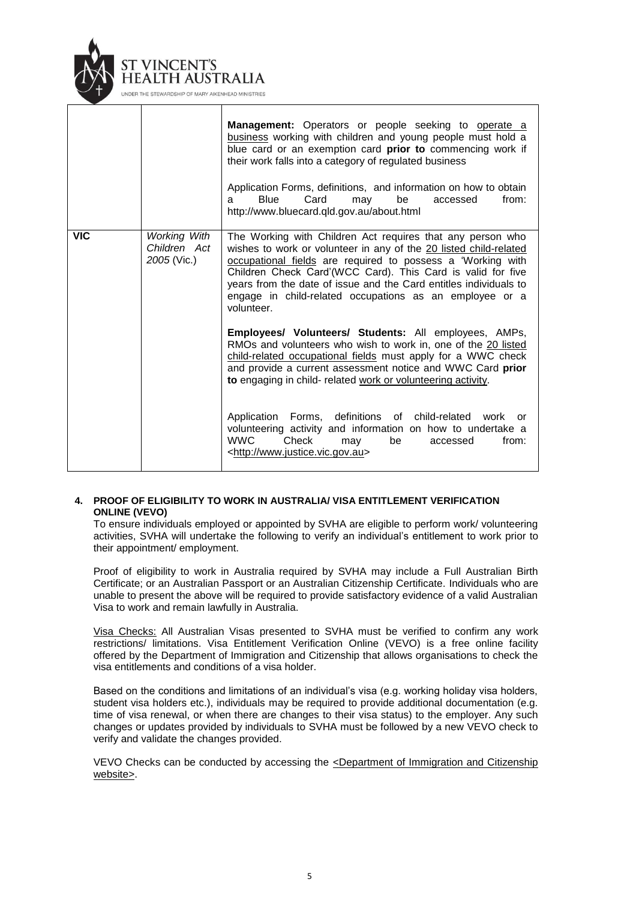| | | |
|---|---|---|
| | | **Management:** Operators or people seeking to operate a business working with children and young people must hold a blue card or an exemption card **prior to** commencing work if their work falls into a category of regulated business<br><br>Application Forms, definitions, and information on how to obtain a Blue Card may be accessed from: http://www.bluecard.qld.gov.au/about.html |
| **VIC** | *Working With Children Act 2005* (Vic.) | The Working with Children Act requires that any person who wishes to work or volunteer in any of the 20 listed child-related occupational fields are required to possess a 'Working with Children Check Card'(WCC Card). This Card is valid for five years from the date of issue and the Card entitles individuals to engage in child-related occupations as an employee or a volunteer.<br><br>**Employees/ Volunteers/ Students:** All employees, AMPs, RMOs and volunteers who wish to work in, one of the 20 listed child-related occupational fields must apply for a WWC check and provide a current assessment notice and WWC Card **prior to** engaging in child- related work or volunteering activity.<br><br>Application Forms, definitions of child-related work or volunteering activity and information on how to undertake a WWC Check may be accessed from: <http://www.justice.vic.gov.au> |

**4. PROOF OF ELIGIBILITY TO WORK IN AUSTRALIA/ VISA ENTITLEMENT VERIFICATION ONLINE (VEVO)**

To ensure individuals employed or appointed by SVHA are eligible to perform work/ volunteering activities, SVHA will undertake the following to verify an individual's entitlement to work prior to their appointment/ employment.

Proof of eligibility to work in Australia required by SVHA may include a Full Australian Birth Certificate; or an Australian Passport or an Australian Citizenship Certificate. Individuals who are unable to present the above will be required to provide satisfactory evidence of a valid Australian Visa to work and remain lawfully in Australia.

Visa Checks: All Australian Visas presented to SVHA must be verified to confirm any work restrictions/ limitations. Visa Entitlement Verification Online (VEVO) is a free online facility offered by the Department of Immigration and Citizenship that allows organisations to check the visa entitlements and conditions of a visa holder.

Based on the conditions and limitations of an individual's visa (e.g. working holiday visa holders, student visa holders etc.), individuals may be required to provide additional documentation (e.g. time of visa renewal, or when there are changes to their visa status) to the employer. Any such changes or updates provided by individuals to SVHA must be followed by a new VEVO check to verify and validate the changes provided.

VEVO Checks can be conducted by accessing the <Department of Immigration and Citizenship website>.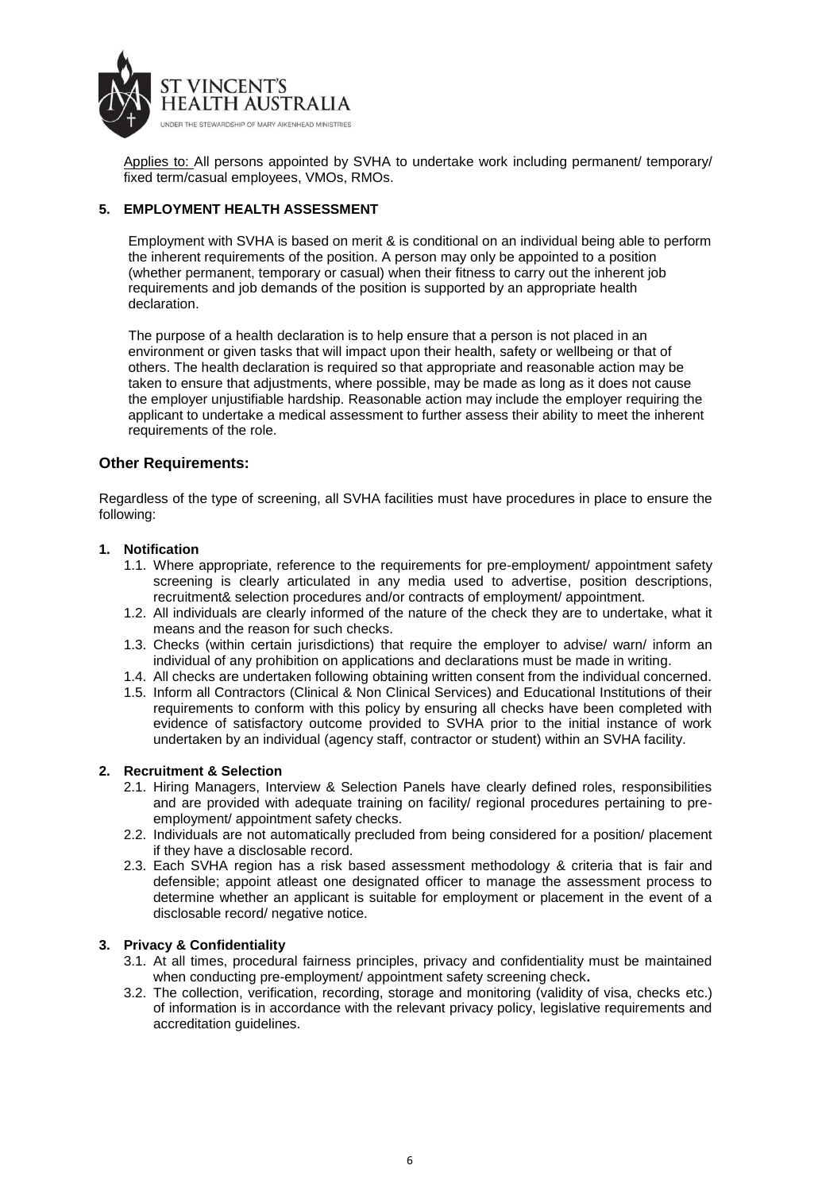Applies to: All persons appointed by SVHA to undertake work including permanent/ temporary/ fixed term/casual employees, VMOs, RMOs.

### 5. EMPLOYMENT HEALTH ASSESSMENT

Employment with SVHA is based on merit & is conditional on an individual being able to perform the inherent requirements of the position. A person may only be appointed to a position (whether permanent, temporary or casual) when their fitness to carry out the inherent job requirements and job demands of the position is supported by an appropriate health declaration.

The purpose of a health declaration is to help ensure that a person is not placed in an environment or given tasks that will impact upon their health, safety or wellbeing or that of others. The health declaration is required so that appropriate and reasonable action may be taken to ensure that adjustments, where possible, may be made as long as it does not cause the employer unjustifiable hardship. Reasonable action may include the employer requiring the applicant to undertake a medical assessment to further assess their ability to meet the inherent requirements of the role.

## Other Requirements:

Regardless of the type of screening, all SVHA facilities must have procedures in place to ensure the following:

### 1. Notification

1.1. Where appropriate, reference to the requirements for pre-employment/ appointment safety screening is clearly articulated in any media used to advertise, position descriptions, recruitment& selection procedures and/or contracts of employment/ appointment.

1.2. All individuals are clearly informed of the nature of the check they are to undertake, what it means and the reason for such checks.

1.3. Checks (within certain jurisdictions) that require the employer to advise/ warn/ inform an individual of any prohibition on applications and declarations must be made in writing.

1.4. All checks are undertaken following obtaining written consent from the individual concerned.

1.5. Inform all Contractors (Clinical & Non Clinical Services) and Educational Institutions of their requirements to conform with this policy by ensuring all checks have been completed with evidence of satisfactory outcome provided to SVHA prior to the initial instance of work undertaken by an individual (agency staff, contractor or student) within an SVHA facility.

### 2. Recruitment & Selection

2.1. Hiring Managers, Interview & Selection Panels have clearly defined roles, responsibilities and are provided with adequate training on facility/ regional procedures pertaining to pre-employment/ appointment safety checks.

2.2. Individuals are not automatically precluded from being considered for a position/ placement if they have a disclosable record.

2.3. Each SVHA region has a risk based assessment methodology & criteria that is fair and defensible; appoint atleast one designated officer to manage the assessment process to determine whether an applicant is suitable for employment or placement in the event of a disclosable record/ negative notice.

### 3. Privacy & Confidentiality

3.1. At all times, procedural fairness principles, privacy and confidentiality must be maintained when conducting pre-employment/ appointment safety screening check**.**

3.2. The collection, verification, recording, storage and monitoring (validity of visa, checks etc.) of information is in accordance with the relevant privacy policy, legislative requirements and accreditation guidelines.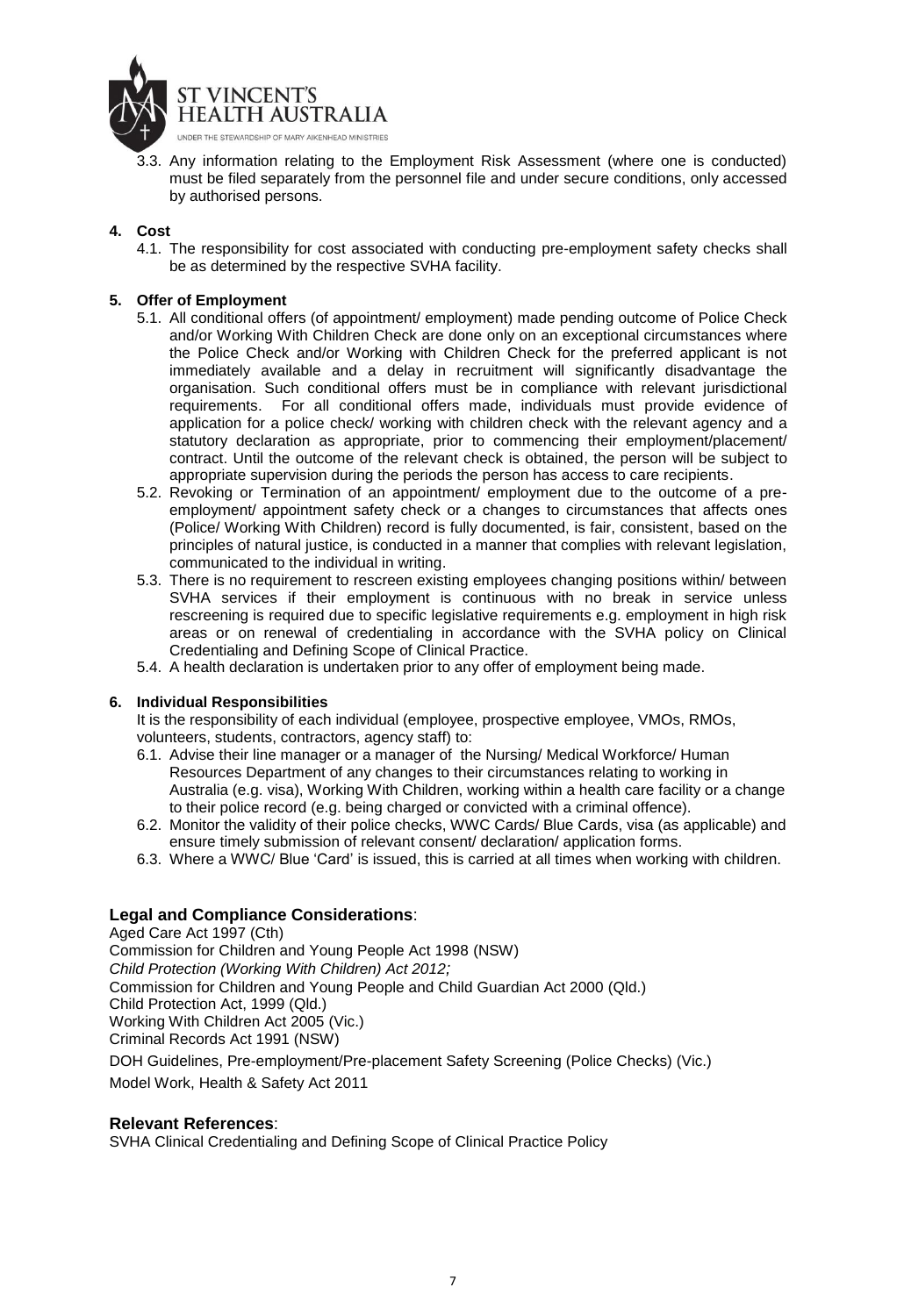3.3. Any information relating to the Employment Risk Assessment (where one is conducted) must be filed separately from the personnel file and under secure conditions, only accessed by authorised persons.

**4. Cost**

4.1. The responsibility for cost associated with conducting pre-employment safety checks shall be as determined by the respective SVHA facility.

**5. Offer of Employment**

5.1. All conditional offers (of appointment/ employment) made pending outcome of Police Check and/or Working With Children Check are done only on an exceptional circumstances where the Police Check and/or Working with Children Check for the preferred applicant is not immediately available and a delay in recruitment will significantly disadvantage the organisation. Such conditional offers must be in compliance with relevant jurisdictional requirements. For all conditional offers made, individuals must provide evidence of application for a police check/ working with children check with the relevant agency and a statutory declaration as appropriate, prior to commencing their employment/placement/ contract. Until the outcome of the relevant check is obtained, the person will be subject to appropriate supervision during the periods the person has access to care recipients.

5.2. Revoking or Termination of an appointment/ employment due to the outcome of a pre-employment/ appointment safety check or a changes to circumstances that affects ones (Police/ Working With Children) record is fully documented, is fair, consistent, based on the principles of natural justice, is conducted in a manner that complies with relevant legislation, communicated to the individual in writing.

5.3. There is no requirement to rescreen existing employees changing positions within/ between SVHA services if their employment is continuous with no break in service unless rescreening is required due to specific legislative requirements e.g. employment in high risk areas or on renewal of credentialing in accordance with the SVHA policy on Clinical Credentialing and Defining Scope of Clinical Practice.

5.4. A health declaration is undertaken prior to any offer of employment being made.

**6. Individual Responsibilities**

It is the responsibility of each individual (employee, prospective employee, VMOs, RMOs, volunteers, students, contractors, agency staff) to:

6.1. Advise their line manager or a manager of the Nursing/ Medical Workforce/ Human Resources Department of any changes to their circumstances relating to working in Australia (e.g. visa), Working With Children, working within a health care facility or a change to their police record (e.g. being charged or convicted with a criminal offence).

6.2. Monitor the validity of their police checks, WWC Cards/ Blue Cards, visa (as applicable) and ensure timely submission of relevant consent/ declaration/ application forms.

6.3. Where a WWC/ Blue 'Card' is issued, this is carried at all times when working with children.

## Legal and Compliance Considerations:

Aged Care Act 1997 (Cth)
Commission for Children and Young People Act 1998 (NSW)
*Child Protection (Working With Children) Act 2012;*
Commission for Children and Young People and Child Guardian Act 2000 (Qld.)
Child Protection Act, 1999 (Qld.)
Working With Children Act 2005 (Vic.)
Criminal Records Act 1991 (NSW)
DOH Guidelines, Pre-employment/Pre-placement Safety Screening (Police Checks) (Vic.)
Model Work, Health & Safety Act 2011

## Relevant References:

SVHA Clinical Credentialing and Defining Scope of Clinical Practice Policy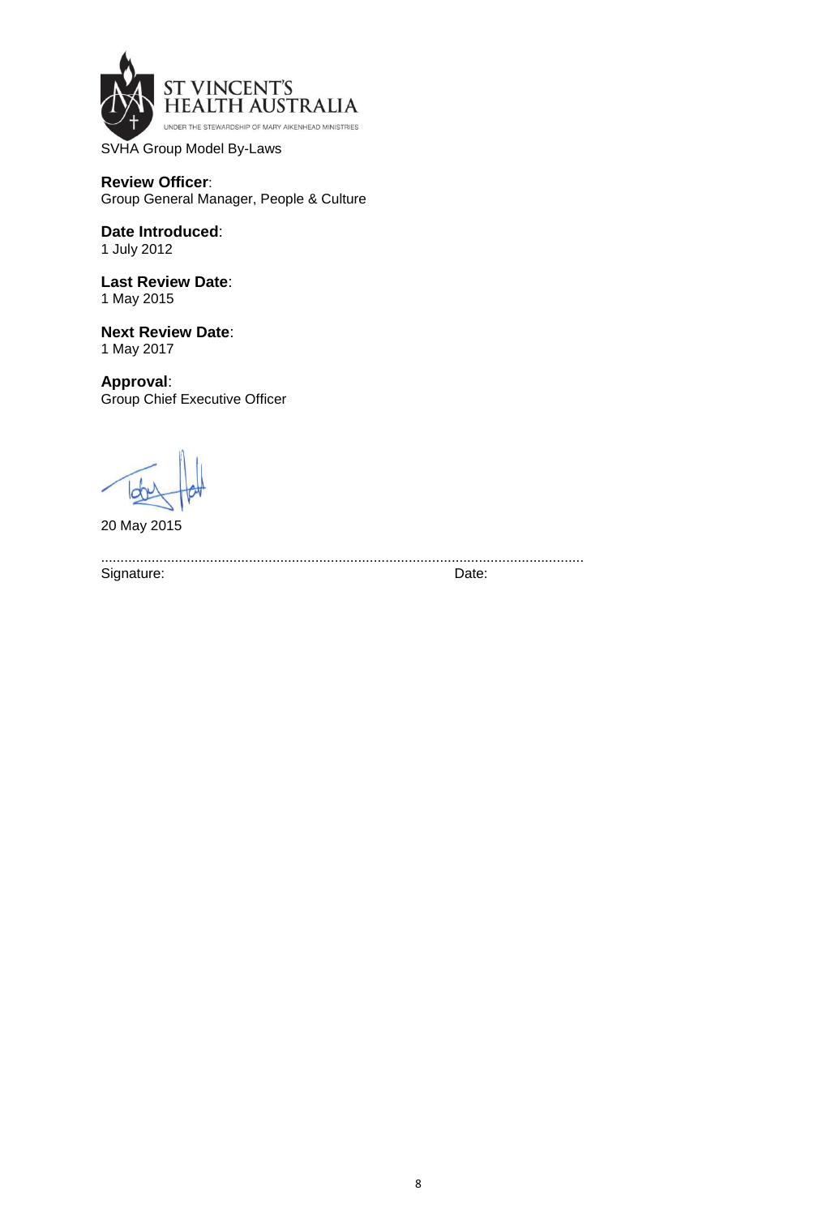SVHA Group Model By-Laws

**Review Officer**:
Group General Manager, People & Culture

**Date Introduced**:
1 July 2012

**Last Review Date**:
1 May 2015

**Next Review Date**:
1 May 2017

**Approval**:
Group Chief Executive Officer

20 May 2015

.........................................................................................................................
Signature: Date: